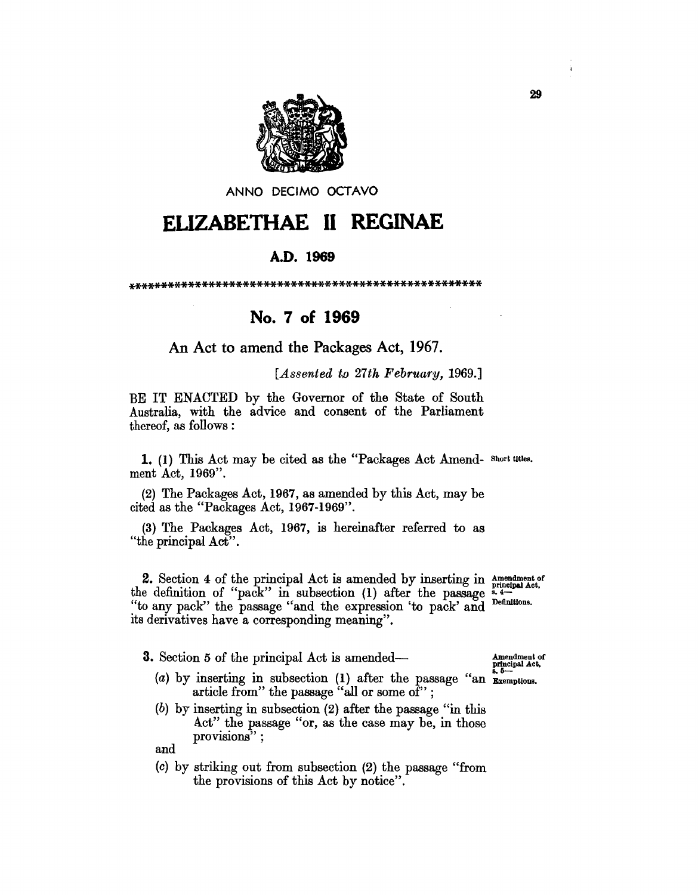ANNO DECIMO OCTAVO

# ELIZABETHAE II REGINAE

## A.D. 1969

\*\*\*\*\*\*\*\*\*\*\*\*\*\*\*\*\*\*\*\*\*\*\*\*\*\*\*\*\*\*\*\*\*\*\*\*\*\*\*\*\*\*\*\*\*\*\*\*\*\*\*\*\*\*

## No. 7 of 1969

### An Act to amend the Packages Act, 1967.

[*Assented to 27th February, 1969.*]

BE IT ENACTED by the Governor of the State of South Australia, with the advice and consent of the Parliament thereof, as follows:

Short titles.

**1.** (1) This Act may be cited as the "Packages Act Amendment Act, 1969".

(2) The Packages Act, 1967, as amended by this Act, may be cited as the "Packages Act, 1967-1969".

(3) The Packages Act, 1967, is hereinafter referred to as "the principal Act".

Amendment of principal Act, s. 4—Definitions.

**2.** Section 4 of the principal Act is amended by inserting in the definition of "pack" in subsection (1) after the passage "to any pack" the passage "and the expression 'to pack' and its derivatives have a corresponding meaning".

Amendment of principal Act, s. 5—Exemptions.

**3.** Section 5 of the principal Act is amended—

(*a*) by inserting in subsection (1) after the passage "an article from" the passage "all or some of";

(*b*) by inserting in subsection (2) after the passage "in this Act" the passage "or, as the case may be, in those provisions";

and

(*c*) by striking out from subsection (2) the passage "from the provisions of this Act by notice".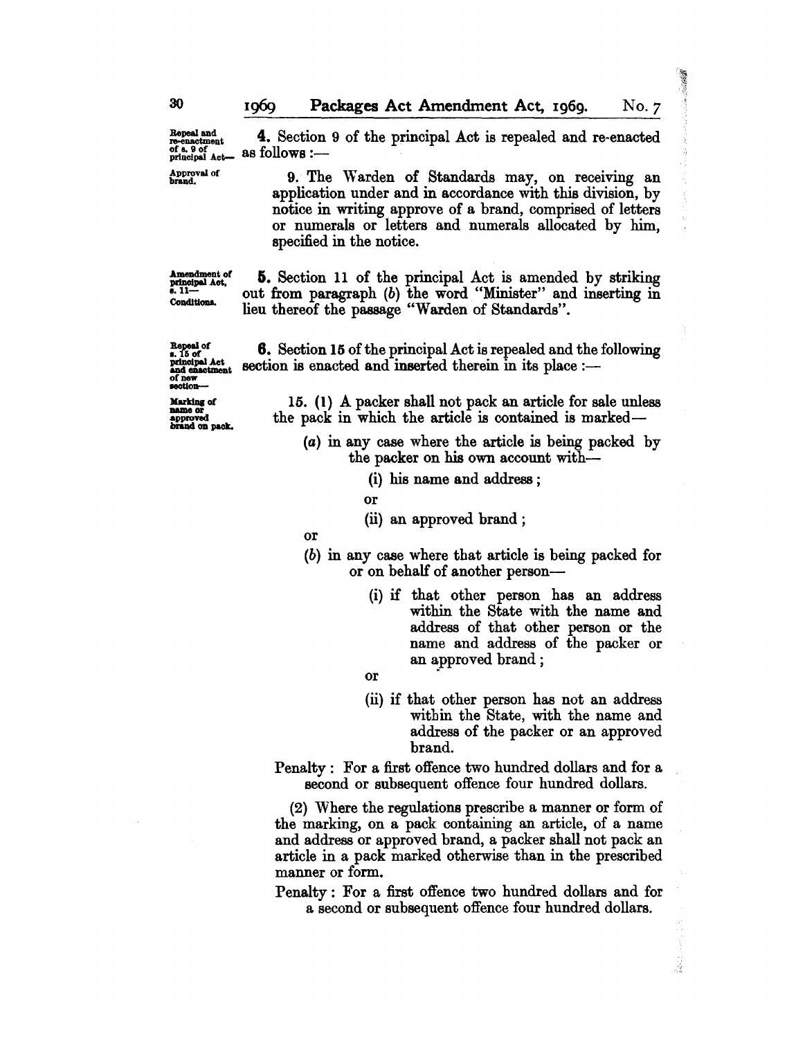*Repeal and re-enactment of s. 9 of principal Act—*

**4.** Section 9 of the principal Act is repealed and re-enacted as follows :—

*Approval of brand.*

9. The Warden of Standards may, on receiving an application under and in accordance with this division, by notice in writing approve of a brand, comprised of letters or numerals or letters and numerals allocated by him, specified in the notice.

*Amendment of principal Act, s. 11— Conditions.*

**5.** Section 11 of the principal Act is amended by striking out from paragraph (*b*) the word "Minister" and inserting in lieu thereof the passage "Warden of Standards".

*Repeal of s. 15 of principal Act and enactment of new section—*

**6.** Section 15 of the principal Act is repealed and the following section is enacted and inserted therein in its place :—

*Marking of name or approved brand on pack.*

15. (1) A packer shall not pack an article for sale unless the pack in which the article is contained is marked—

(*a*) in any case where the article is being packed by the packer on his own account with—

(i) his name and address ;

or

(ii) an approved brand ;

or

(*b*) in any case where that article is being packed for or on behalf of another person—

(i) if that other person has an address within the State with the name and address of that other person or the name and address of the packer or an approved brand ;

or

(ii) if that other person has not an address within the State, with the name and address of the packer or an approved brand.

Penalty : For a first offence two hundred dollars and for a second or subsequent offence four hundred dollars.

(2) Where the regulations prescribe a manner or form of the marking, on a pack containing an article, of a name and address or approved brand, a packer shall not pack an article in a pack marked otherwise than in the prescribed manner or form.

Penalty : For a first offence two hundred dollars and for a second or subsequent offence four hundred dollars.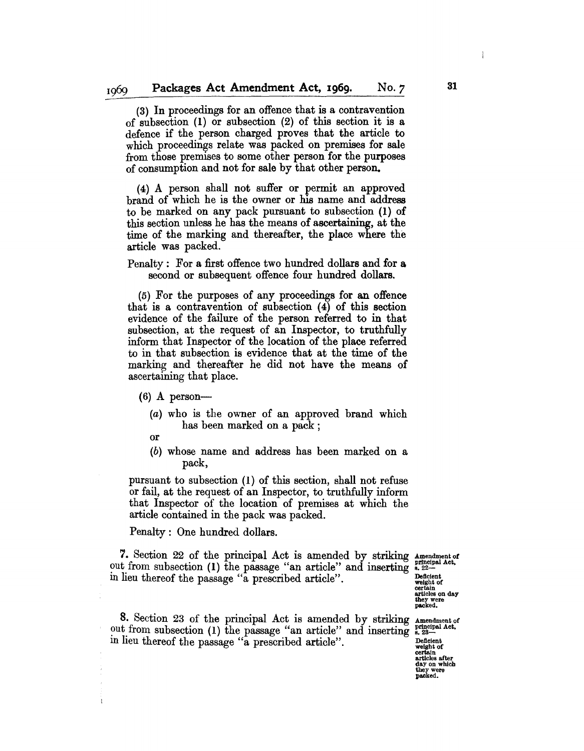(3) In proceedings for an offence that is a contravention of subsection (1) or subsection (2) of this section it is a defence if the person charged proves that the article to which proceedings relate was packed on premises for sale from those premises to some other person for the purposes of consumption and not for sale by that other person.

(4) A person shall not suffer or permit an approved brand of which he is the owner or his name and address to be marked on any pack pursuant to subsection (1) of this section unless he has the means of ascertaining, at the time of the marking and thereafter, the place where the article was packed.

Penalty: For a first offence two hundred dollars and for a second or subsequent offence four hundred dollars.

(5) For the purposes of any proceedings for an offence that is a contravention of subsection (4) of this section evidence of the failure of the person referred to in that subsection, at the request of an Inspector, to truthfully inform that Inspector of the location of the place referred to in that subsection is evidence that at the time of the marking and thereafter he did not have the means of ascertaining that place.

(6) A person—

(*a*) who is the owner of an approved brand which has been marked on a pack;

or

(*b*) whose name and address has been marked on a pack,

pursuant to subsection (1) of this section, shall not refuse or fail, at the request of an Inspector, to truthfully inform that Inspector of the location of premises at which the article contained in the pack was packed.

Penalty: One hundred dollars.

**Amendment of principal Act, s. 22—Deficient weight of certain articles on day they were packed.**

7. Section 22 of the principal Act is amended by striking out from subsection (1) the passage "an article" and inserting in lieu thereof the passage "a prescribed article".

**Amendment of principal Act, s. 23—Deficient weight of certain articles after day on which they were packed.**

8. Section 23 of the principal Act is amended by striking out from subsection (1) the passage "an article" and inserting in lieu thereof the passage "a prescribed article".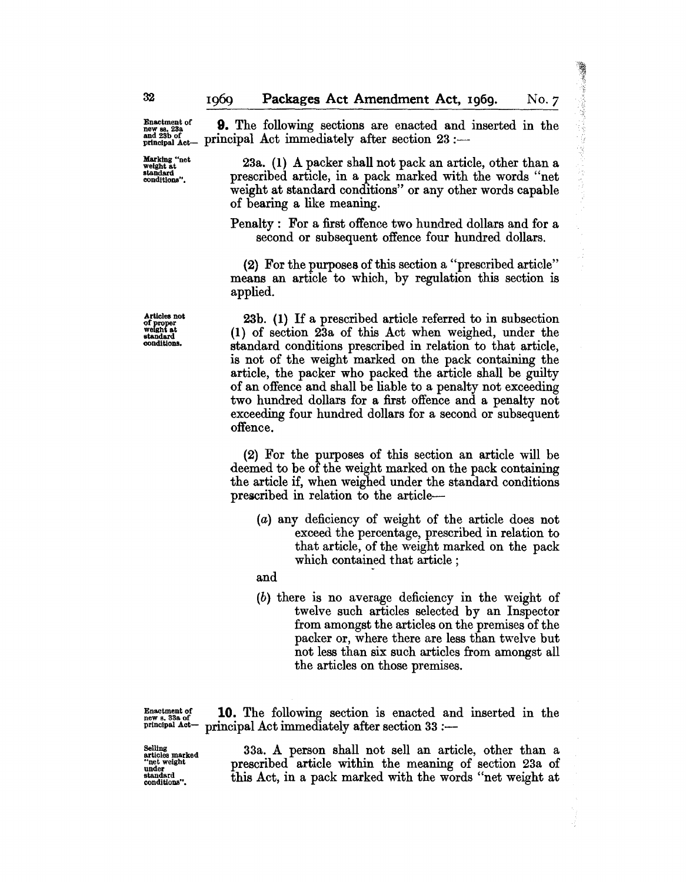**9.** The following sections are enacted and inserted in the principal Act immediately after section 23 :—

*Enactment of new ss. 23a and 23b of principal Act—*

*Marking "net weight at standard conditions".*

23a. (1) A packer shall not pack an article, other than a prescribed article, in a pack marked with the words "net weight at standard conditions" or any other words capable of bearing a like meaning.

Penalty : For a first offence two hundred dollars and for a second or subsequent offence four hundred dollars.

(2) For the purposes of this section a "prescribed article" means an article to which, by regulation this section is applied.

*Articles not of proper weight at standard conditions.*

23b. (1) If a prescribed article referred to in subsection (1) of section 23a of this Act when weighed, under the standard conditions prescribed in relation to that article, is not of the weight marked on the pack containing the article, the packer who packed the article shall be guilty of an offence and shall be liable to a penalty not exceeding two hundred dollars for a first offence and a penalty not exceeding four hundred dollars for a second or subsequent offence.

(2) For the purposes of this section an article will be deemed to be of the weight marked on the pack containing the article if, when weighed under the standard conditions prescribed in relation to the article—

(*a*) any deficiency of weight of the article does not exceed the percentage, prescribed in relation to that article, of the weight marked on the pack which contained that article ;

and

(*b*) there is no average deficiency in the weight of twelve such articles selected by an Inspector from amongst the articles on the premises of the packer or, where there are less than twelve but not less than six such articles from amongst all the articles on those premises.

**10.** The following section is enacted and inserted in the principal Act immediately after section 33 :—

*Enactment of new s. 33a of principal Act—*

*Selling articles marked "net weight under standard conditions".*

33a. A person shall not sell an article, other than a prescribed article within the meaning of section 23a of this Act, in a pack marked with the words "net weight at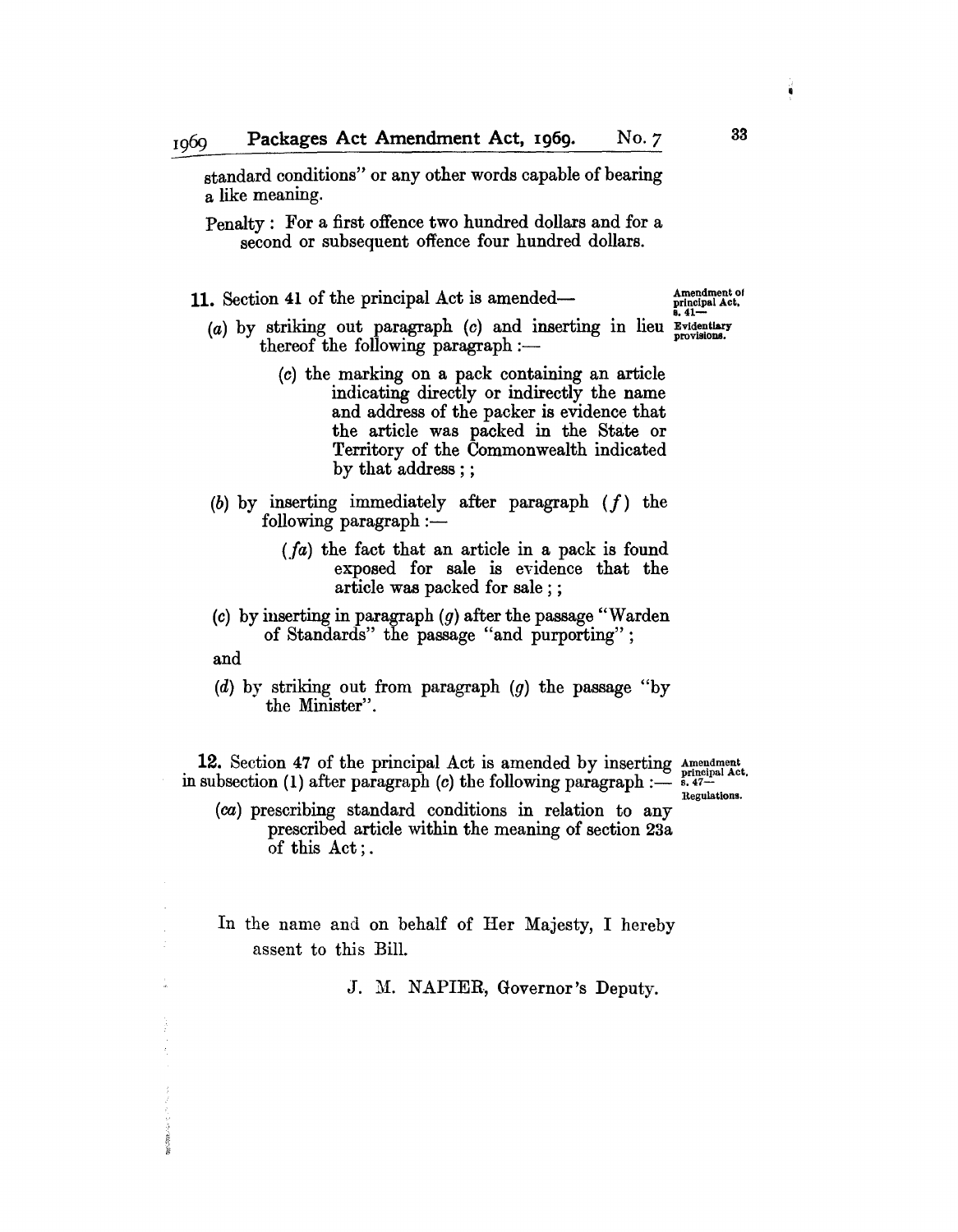standard conditions" or any other words capable of bearing a like meaning.

Penalty: For a first offence two hundred dollars and for a second or subsequent offence four hundred dollars.

**11.** Section 41 of the principal Act is amended—

Amendment of principal Act, s. 41— Evidentiary provisions.

(*a*) by striking out paragraph (*c*) and inserting in lieu thereof the following paragraph :—

> (*c*) the marking on a pack containing an article indicating directly or indirectly the name and address of the packer is evidence that the article was packed in the State or Territory of the Commonwealth indicated by that address ; ;

(*b*) by inserting immediately after paragraph (*f*) the following paragraph :—

> (*fa*) the fact that an article in a pack is found exposed for sale is evidence that the article was packed for sale ; ;

(*c*) by inserting in paragraph (*g*) after the passage "Warden of Standards" the passage "and purporting" ;

and

(*d*) by striking out from paragraph (*g*) the passage "by the Minister".

**12.** Section 47 of the principal Act is amended by inserting in subsection (1) after paragraph (*c*) the following paragraph :—

Amendment principal Act, s. 47— Regulations.

> (*ca*) prescribing standard conditions in relation to any prescribed article within the meaning of section 23a of this Act ; .

In the name and on behalf of Her Majesty, I hereby assent to this Bill.

J. M. NAPIER, Governor's Deputy.